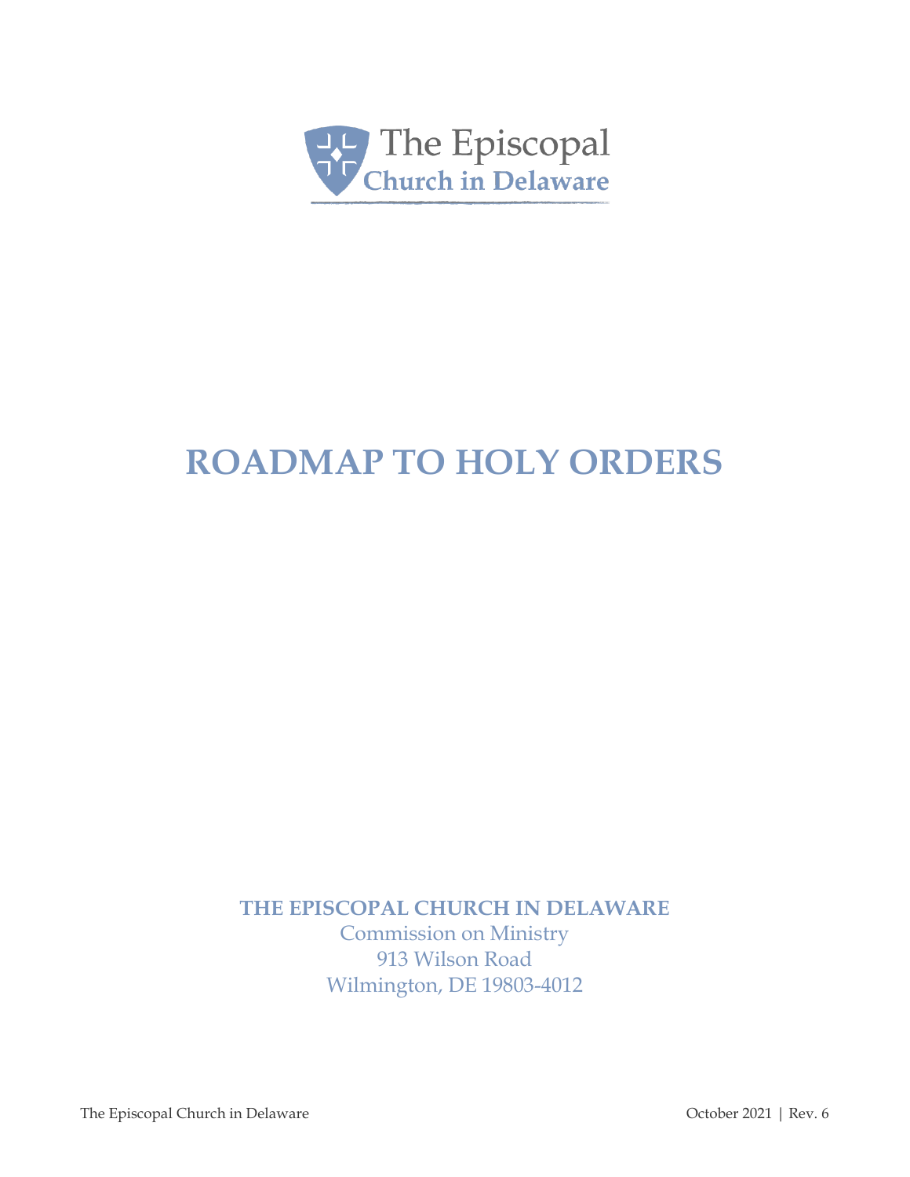The Episcopal Church in Delaware

# ROADMAP TO HOLY ORDERS

**THE EPISCOPAL CHURCH IN DELAWARE**
Commission on Ministry
913 Wilson Road
Wilmington, DE 19803-4012

The Episcopal Church in Delaware October 2021 | Rev. 6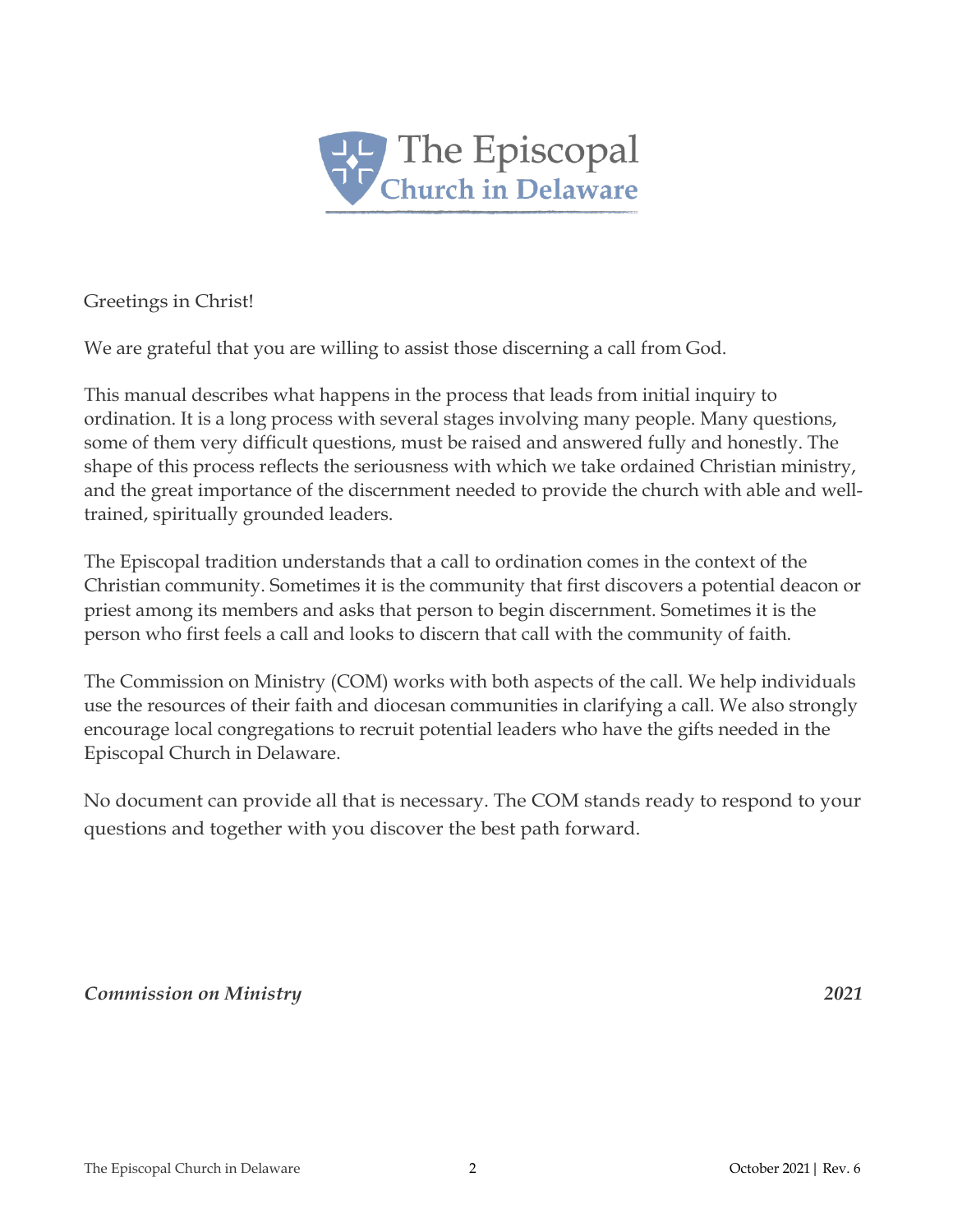Greetings in Christ!

We are grateful that you are willing to assist those discerning a call from God.

This manual describes what happens in the process that leads from initial inquiry to ordination. It is a long process with several stages involving many people. Many questions, some of them very difficult questions, must be raised and answered fully and honestly. The shape of this process reflects the seriousness with which we take ordained Christian ministry, and the great importance of the discernment needed to provide the church with able and well-trained, spiritually grounded leaders.

The Episcopal tradition understands that a call to ordination comes in the context of the Christian community. Sometimes it is the community that first discovers a potential deacon or priest among its members and asks that person to begin discernment. Sometimes it is the person who first feels a call and looks to discern that call with the community of faith.

The Commission on Ministry (COM) works with both aspects of the call. We help individuals use the resources of their faith and diocesan communities in clarifying a call. We also strongly encourage local congregations to recruit potential leaders who have the gifts needed in the Episcopal Church in Delaware.

No document can provide all that is necessary. The COM stands ready to respond to your questions and together with you discover the best path forward.

***Commission on Ministry*** **2021**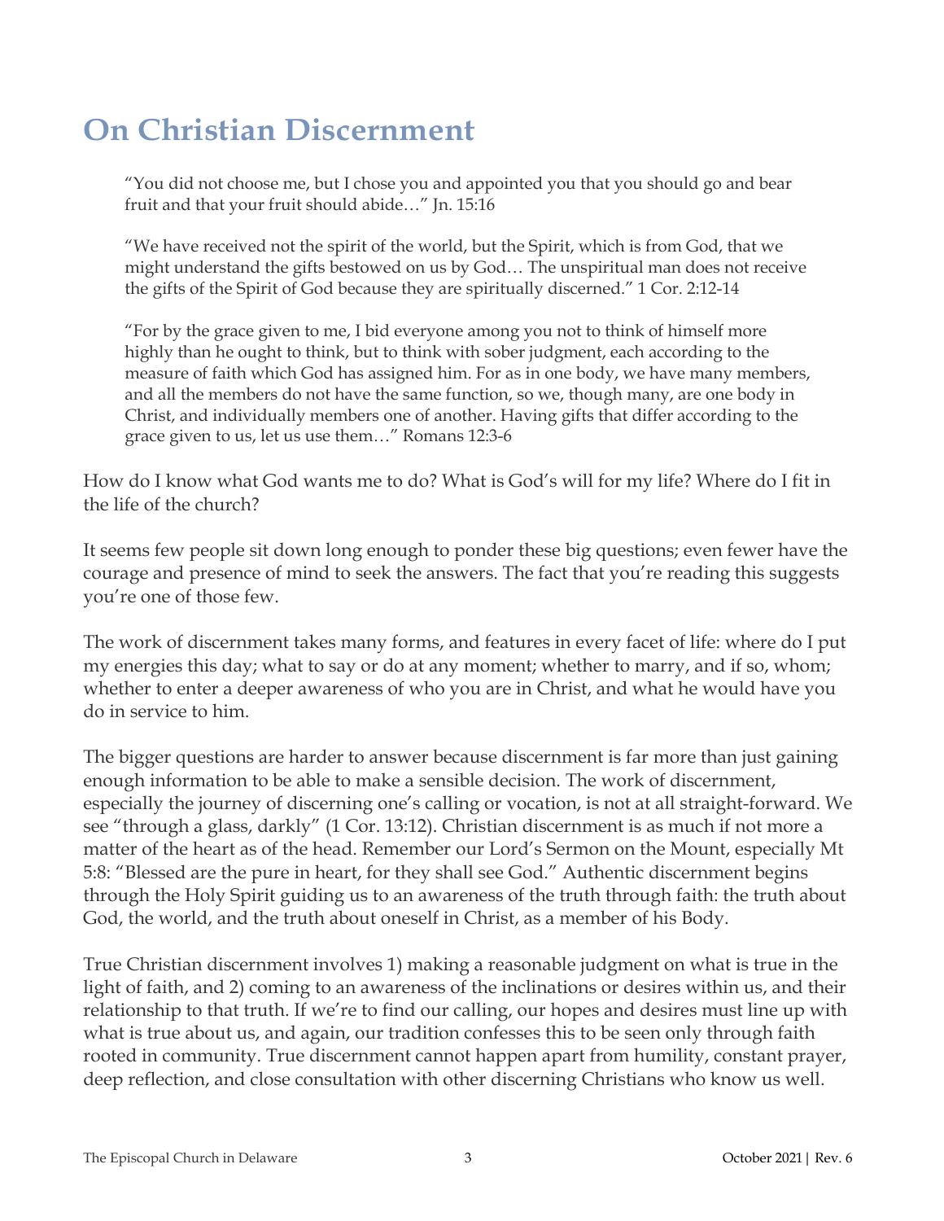# On Christian Discernment

> "You did not choose me, but I chose you and appointed you that you should go and bear fruit and that your fruit should abide…" Jn. 15:16

> "We have received not the spirit of the world, but the Spirit, which is from God, that we might understand the gifts bestowed on us by God… The unspiritual man does not receive the gifts of the Spirit of God because they are spiritually discerned." 1 Cor. 2:12-14

> "For by the grace given to me, I bid everyone among you not to think of himself more highly than he ought to think, but to think with sober judgment, each according to the measure of faith which God has assigned him. For as in one body, we have many members, and all the members do not have the same function, so we, though many, are one body in Christ, and individually members one of another. Having gifts that differ according to the grace given to us, let us use them…" Romans 12:3-6

How do I know what God wants me to do? What is God's will for my life? Where do I fit in the life of the church?

It seems few people sit down long enough to ponder these big questions; even fewer have the courage and presence of mind to seek the answers. The fact that you're reading this suggests you're one of those few.

The work of discernment takes many forms, and features in every facet of life: where do I put my energies this day; what to say or do at any moment; whether to marry, and if so, whom; whether to enter a deeper awareness of who you are in Christ, and what he would have you do in service to him.

The bigger questions are harder to answer because discernment is far more than just gaining enough information to be able to make a sensible decision. The work of discernment, especially the journey of discerning one's calling or vocation, is not at all straight-forward. We see "through a glass, darkly" (1 Cor. 13:12). Christian discernment is as much if not more a matter of the heart as of the head. Remember our Lord's Sermon on the Mount, especially Mt 5:8: "Blessed are the pure in heart, for they shall see God." Authentic discernment begins through the Holy Spirit guiding us to an awareness of the truth through faith: the truth about God, the world, and the truth about oneself in Christ, as a member of his Body.

True Christian discernment involves 1) making a reasonable judgment on what is true in the light of faith, and 2) coming to an awareness of the inclinations or desires within us, and their relationship to that truth. If we're to find our calling, our hopes and desires must line up with what is true about us, and again, our tradition confesses this to be seen only through faith rooted in community. True discernment cannot happen apart from humility, constant prayer, deep reflection, and close consultation with other discerning Christians who know us well.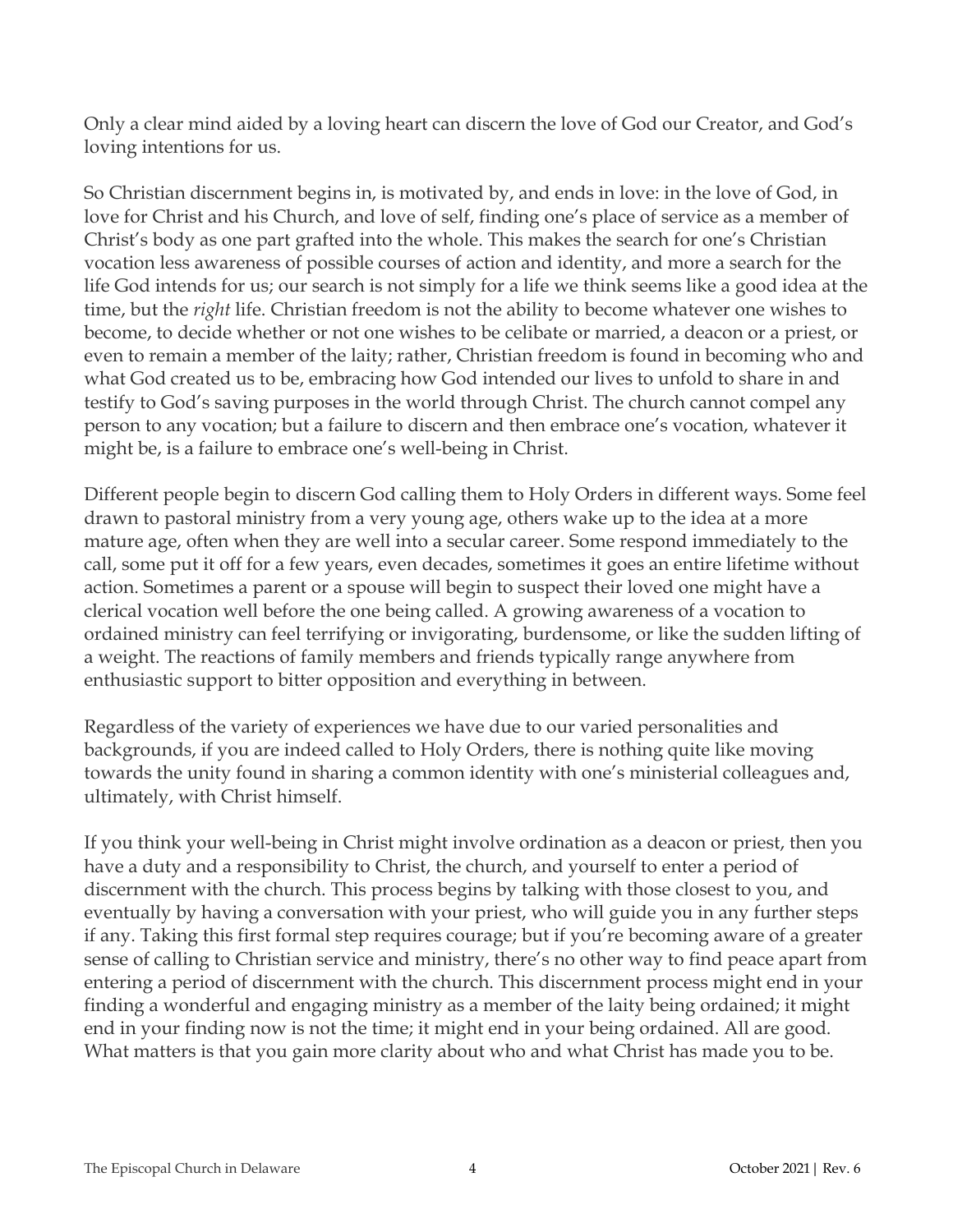Only a clear mind aided by a loving heart can discern the love of God our Creator, and God's loving intentions for us.

So Christian discernment begins in, is motivated by, and ends in love: in the love of God, in love for Christ and his Church, and love of self, finding one's place of service as a member of Christ's body as one part grafted into the whole. This makes the search for one's Christian vocation less awareness of possible courses of action and identity, and more a search for the life God intends for us; our search is not simply for a life we think seems like a good idea at the time, but the *right* life. Christian freedom is not the ability to become whatever one wishes to become, to decide whether or not one wishes to be celibate or married, a deacon or a priest, or even to remain a member of the laity; rather, Christian freedom is found in becoming who and what God created us to be, embracing how God intended our lives to unfold to share in and testify to God's saving purposes in the world through Christ. The church cannot compel any person to any vocation; but a failure to discern and then embrace one's vocation, whatever it might be, is a failure to embrace one's well-being in Christ.

Different people begin to discern God calling them to Holy Orders in different ways. Some feel drawn to pastoral ministry from a very young age, others wake up to the idea at a more mature age, often when they are well into a secular career. Some respond immediately to the call, some put it off for a few years, even decades, sometimes it goes an entire lifetime without action. Sometimes a parent or a spouse will begin to suspect their loved one might have a clerical vocation well before the one being called. A growing awareness of a vocation to ordained ministry can feel terrifying or invigorating, burdensome, or like the sudden lifting of a weight. The reactions of family members and friends typically range anywhere from enthusiastic support to bitter opposition and everything in between.

Regardless of the variety of experiences we have due to our varied personalities and backgrounds, if you are indeed called to Holy Orders, there is nothing quite like moving towards the unity found in sharing a common identity with one's ministerial colleagues and, ultimately, with Christ himself.

If you think your well-being in Christ might involve ordination as a deacon or priest, then you have a duty and a responsibility to Christ, the church, and yourself to enter a period of discernment with the church. This process begins by talking with those closest to you, and eventually by having a conversation with your priest, who will guide you in any further steps if any. Taking this first formal step requires courage; but if you're becoming aware of a greater sense of calling to Christian service and ministry, there's no other way to find peace apart from entering a period of discernment with the church. This discernment process might end in your finding a wonderful and engaging ministry as a member of the laity being ordained; it might end in your finding now is not the time; it might end in your being ordained. All are good. What matters is that you gain more clarity about who and what Christ has made you to be.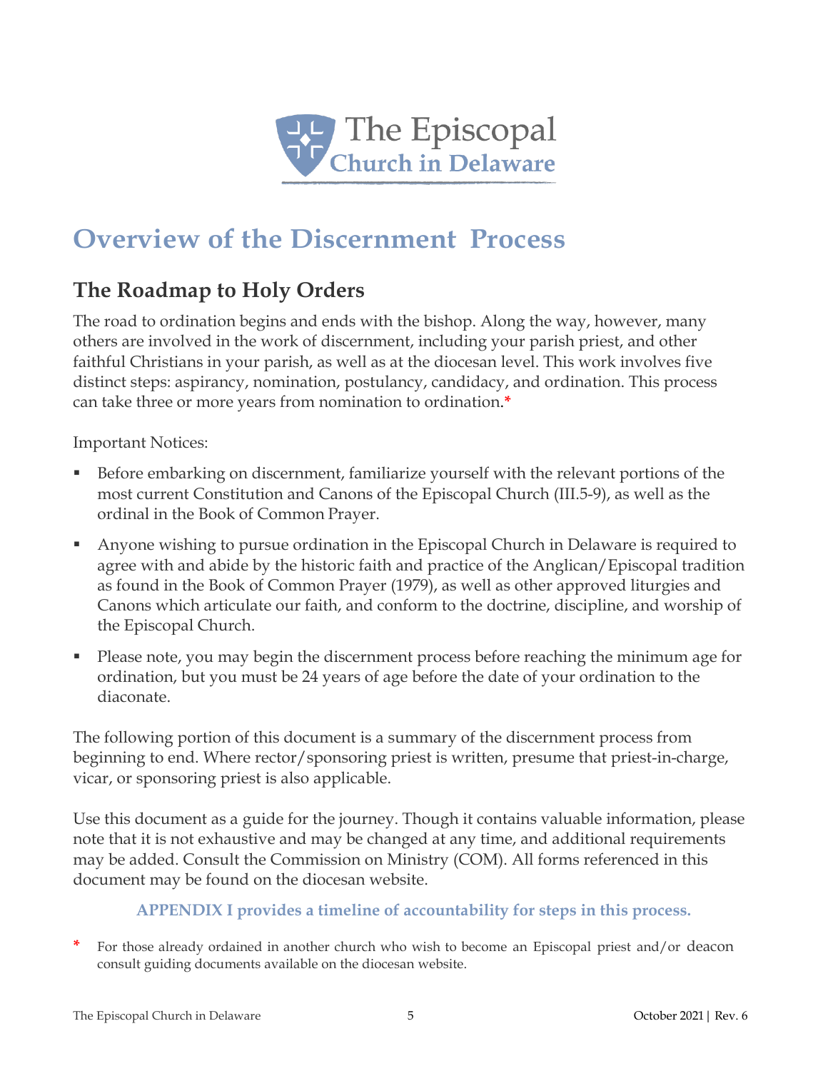The Episcopal Church in Delaware

# Overview of the Discernment Process

## The Roadmap to Holy Orders

The road to ordination begins and ends with the bishop. Along the way, however, many others are involved in the work of discernment, including your parish priest, and other faithful Christians in your parish, as well as at the diocesan level. This work involves five distinct steps: aspirancy, nomination, postulancy, candidacy, and ordination. This process can take three or more years from nomination to ordination.*

Important Notices:

- Before embarking on discernment, familiarize yourself with the relevant portions of the most current Constitution and Canons of the Episcopal Church (III.5-9), as well as the ordinal in the Book of Common Prayer.
- Anyone wishing to pursue ordination in the Episcopal Church in Delaware is required to agree with and abide by the historic faith and practice of the Anglican/Episcopal tradition as found in the Book of Common Prayer (1979), as well as other approved liturgies and Canons which articulate our faith, and conform to the doctrine, discipline, and worship of the Episcopal Church.
- Please note, you may begin the discernment process before reaching the minimum age for ordination, but you must be 24 years of age before the date of your ordination to the diaconate.

The following portion of this document is a summary of the discernment process from beginning to end. Where rector/sponsoring priest is written, presume that priest-in-charge, vicar, or sponsoring priest is also applicable.

Use this document as a guide for the journey. Though it contains valuable information, please note that it is not exhaustive and may be changed at any time, and additional requirements may be added. Consult the Commission on Ministry (COM). All forms referenced in this document may be found on the diocesan website.

**APPENDIX I provides a timeline of accountability for steps in this process.**

\* For those already ordained in another church who wish to become an Episcopal priest and/or deacon consult guiding documents available on the diocesan website.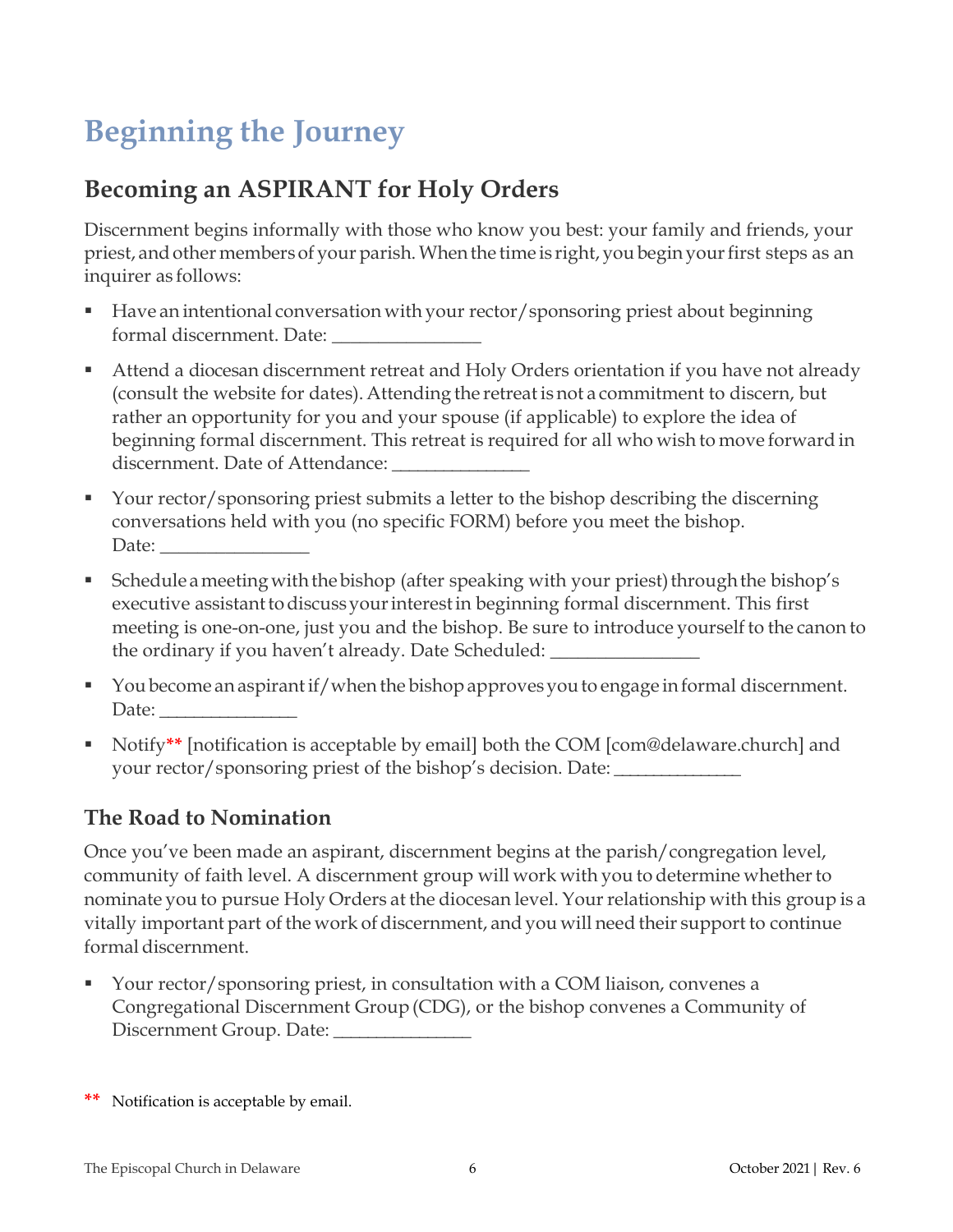# Beginning the Journey

## Becoming an ASPIRANT for Holy Orders

Discernment begins informally with those who know you best: your family and friends, your priest, and other members of your parish. When the time is right, you begin your first steps as an inquirer as follows:

- Have an intentional conversation with your rector/sponsoring priest about beginning formal discernment. Date: _______________
- Attend a diocesan discernment retreat and Holy Orders orientation if you have not already (consult the website for dates). Attending the retreat is not a commitment to discern, but rather an opportunity for you and your spouse (if applicable) to explore the idea of beginning formal discernment. This retreat is required for all who wish to move forward in discernment. Date of Attendance: ______________
- Your rector/sponsoring priest submits a letter to the bishop describing the discerning conversations held with you (no specific FORM) before you meet the bishop. Date: _______________
- Schedule a meeting with the bishop (after speaking with your priest) through the bishop's executive assistant to discuss your interest in beginning formal discernment. This first meeting is one-on-one, just you and the bishop. Be sure to introduce yourself to the canon to the ordinary if you haven't already. Date Scheduled: _______________
- You become an aspirant if/when the bishop approves you to engage in formal discernment. Date: ______________
- Notify** [notification is acceptable by email] both the COM [com@delaware.church] and your rector/sponsoring priest of the bishop's decision. Date: _____________

### The Road to Nomination

Once you've been made an aspirant, discernment begins at the parish/congregation level, community of faith level. A discernment group will work with you to determine whether to nominate you to pursue Holy Orders at the diocesan level. Your relationship with this group is a vitally important part of the work of discernment, and you will need their support to continue formal discernment.

- Your rector/sponsoring priest, in consultation with a COM liaison, convenes a Congregational Discernment Group (CDG), or the bishop convenes a Community of Discernment Group. Date: ______________

** Notification is acceptable by email.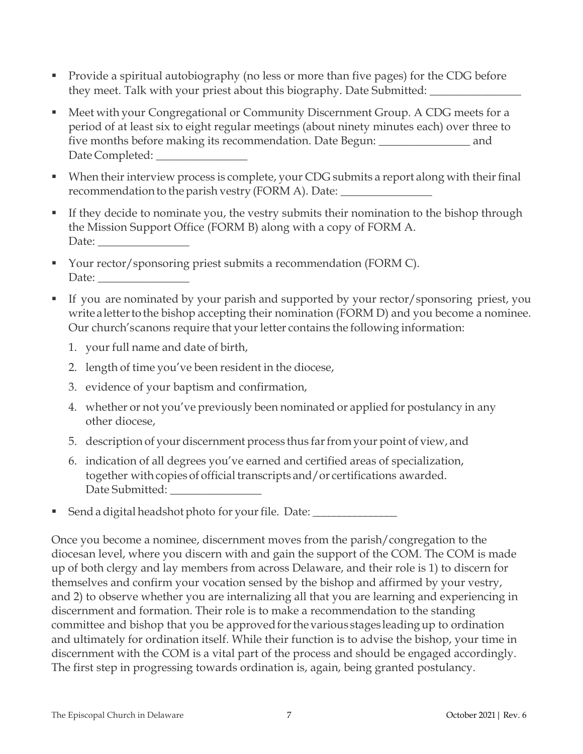- Provide a spiritual autobiography (no less or more than five pages) for the CDG before they meet. Talk with your priest about this biography. Date Submitted: ________________
- Meet with your Congregational or Community Discernment Group. A CDG meets for a period of at least six to eight regular meetings (about ninety minutes each) over three to five months before making its recommendation. Date Begun: ________________ and Date Completed: ________________
- When their interview process is complete, your CDG submits a report along with their final recommendation to the parish vestry (FORM A). Date: ________________
- If they decide to nominate you, the vestry submits their nomination to the bishop through the Mission Support Office (FORM B) along with a copy of FORM A. Date: ________________
- Your rector/sponsoring priest submits a recommendation (FORM C). Date: ________________
- If you are nominated by your parish and supported by your rector/sponsoring priest, you write a letter to the bishop accepting their nomination (FORM D) and you become a nominee. Our church's canons require that your letter contains the following information:
  1. your full name and date of birth,
  2. length of time you've been resident in the diocese,
  3. evidence of your baptism and confirmation,
  4. whether or not you've previously been nominated or applied for postulancy in any other diocese,
  5. description of your discernment process thus far from your point of view, and
  6. indication of all degrees you've earned and certified areas of specialization, together with copies of official transcripts and/or certifications awarded. Date Submitted: ________________
- Send a digital headshot photo for your file. Date: _______________

Once you become a nominee, discernment moves from the parish/congregation to the diocesan level, where you discern with and gain the support of the COM. The COM is made up of both clergy and lay members from across Delaware, and their role is 1) to discern for themselves and confirm your vocation sensed by the bishop and affirmed by your vestry, and 2) to observe whether you are internalizing all that you are learning and experiencing in discernment and formation. Their role is to make a recommendation to the standing committee and bishop that you be approved for the various stages leading up to ordination and ultimately for ordination itself. While their function is to advise the bishop, your time in discernment with the COM is a vital part of the process and should be engaged accordingly. The first step in progressing towards ordination is, again, being granted postulancy.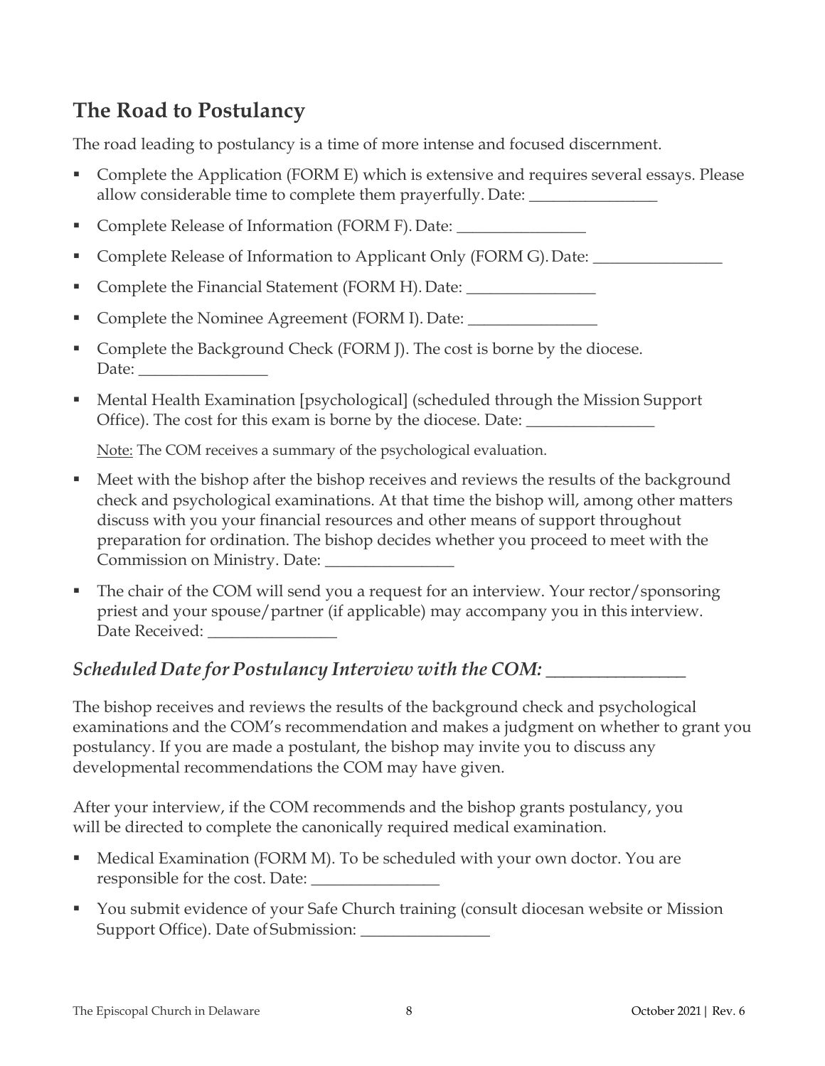## The Road to Postulancy

The road leading to postulancy is a time of more intense and focused discernment.

- Complete the Application (FORM E) which is extensive and requires several essays. Please allow considerable time to complete them prayerfully. Date: ________________
- Complete Release of Information (FORM F). Date: ________________
- Complete Release of Information to Applicant Only (FORM G). Date: ________________
- Complete the Financial Statement (FORM H). Date: ________________
- Complete the Nominee Agreement (FORM I). Date: ________________
- Complete the Background Check (FORM J). The cost is borne by the diocese. Date: ________________
- Mental Health Examination [psychological] (scheduled through the Mission Support Office). The cost for this exam is borne by the diocese. Date: ________________

  Note: The COM receives a summary of the psychological evaluation.

- Meet with the bishop after the bishop receives and reviews the results of the background check and psychological examinations. At that time the bishop will, among other matters discuss with you your financial resources and other means of support throughout preparation for ordination. The bishop decides whether you proceed to meet with the Commission on Ministry. Date: ________________
- The chair of the COM will send you a request for an interview. Your rector/sponsoring priest and your spouse/partner (if applicable) may accompany you in this interview. Date Received: ________________

### *Scheduled Date for Postulancy Interview with the COM: ________________*

The bishop receives and reviews the results of the background check and psychological examinations and the COM's recommendation and makes a judgment on whether to grant you postulancy. If you are made a postulant, the bishop may invite you to discuss any developmental recommendations the COM may have given.

After your interview, if the COM recommends and the bishop grants postulancy, you will be directed to complete the canonically required medical examination.

- Medical Examination (FORM M). To be scheduled with your own doctor. You are responsible for the cost. Date: ________________
- You submit evidence of your Safe Church training (consult diocesan website or Mission Support Office). Date of Submission: ________________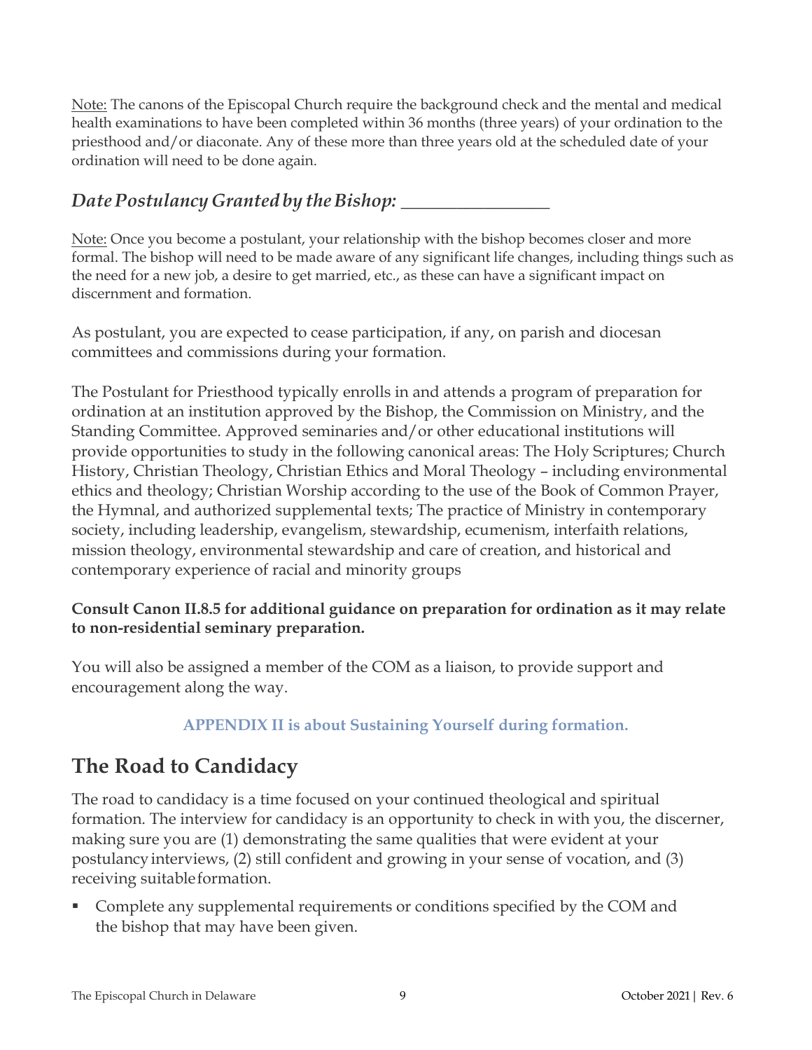Note: The canons of the Episcopal Church require the background check and the mental and medical health examinations to have been completed within 36 months (three years) of your ordination to the priesthood and/or diaconate. Any of these more than three years old at the scheduled date of your ordination will need to be done again.

### *Date Postulancy Granted by the Bishop: _______________*

Note: Once you become a postulant, your relationship with the bishop becomes closer and more formal. The bishop will need to be made aware of any significant life changes, including things such as the need for a new job, a desire to get married, etc., as these can have a significant impact on discernment and formation.

As postulant, you are expected to cease participation, if any, on parish and diocesan committees and commissions during your formation.

The Postulant for Priesthood typically enrolls in and attends a program of preparation for ordination at an institution approved by the Bishop, the Commission on Ministry, and the Standing Committee. Approved seminaries and/or other educational institutions will provide opportunities to study in the following canonical areas: The Holy Scriptures; Church History, Christian Theology, Christian Ethics and Moral Theology – including environmental ethics and theology; Christian Worship according to the use of the Book of Common Prayer, the Hymnal, and authorized supplemental texts; The practice of Ministry in contemporary society, including leadership, evangelism, stewardship, ecumenism, interfaith relations, mission theology, environmental stewardship and care of creation, and historical and contemporary experience of racial and minority groups

**Consult Canon II.8.5 for additional guidance on preparation for ordination as it may relate to non-residential seminary preparation.**

You will also be assigned a member of the COM as a liaison, to provide support and encouragement along the way.

**APPENDIX II is about Sustaining Yourself during formation.**

## The Road to Candidacy

The road to candidacy is a time focused on your continued theological and spiritual formation. The interview for candidacy is an opportunity to check in with you, the discerner, making sure you are (1) demonstrating the same qualities that were evident at your postulancy interviews, (2) still confident and growing in your sense of vocation, and (3) receiving suitable formation.

- Complete any supplemental requirements or conditions specified by the COM and the bishop that may have been given.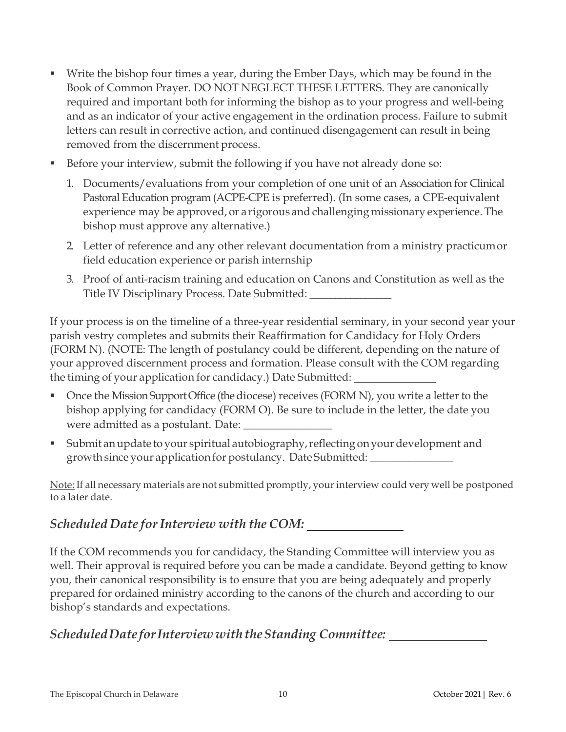- Write the bishop four times a year, during the Ember Days, which may be found in the Book of Common Prayer. DO NOT NEGLECT THESE LETTERS. They are canonically required and important both for informing the bishop as to your progress and well-being and as an indicator of your active engagement in the ordination process. Failure to submit letters can result in corrective action, and continued disengagement can result in being removed from the discernment process.
- Before your interview, submit the following if you have not already done so:
  1. Documents/evaluations from your completion of one unit of an Association for Clinical Pastoral Education program (ACPE-CPE is preferred). (In some cases, a CPE-equivalent experience may be approved, or a rigorous and challenging missionary experience. The bishop must approve any alternative.)
  2. Letter of reference and any other relevant documentation from a ministry practicum or field education experience or parish internship
  3. Proof of anti-racism training and education on Canons and Constitution as well as the Title IV Disciplinary Process. Date Submitted: _______________

If your process is on the timeline of a three-year residential seminary, in your second year your parish vestry completes and submits their Reaffirmation for Candidacy for Holy Orders (FORM N). (NOTE: The length of postulancy could be different, depending on the nature of your approved discernment process and formation. Please consult with the COM regarding the timing of your application for candidacy.) Date Submitted: _______________

- Once the Mission Support Office (the diocese) receives (FORM N), you write a letter to the bishop applying for candidacy (FORM O). Be sure to include in the letter, the date you were admitted as a postulant. Date: _______________
- Submit an update to your spiritual autobiography, reflecting on your development and growth since your application for postulancy. Date Submitted: _______________

Note: If all necessary materials are not submitted promptly, your interview could very well be postponed to a later date.

## *Scheduled Date for Interview with the COM:* _______________

If the COM recommends you for candidacy, the Standing Committee will interview you as well. Their approval is required before you can be made a candidate. Beyond getting to know you, their canonical responsibility is to ensure that you are being adequately and properly prepared for ordained ministry according to the canons of the church and according to our bishop's standards and expectations.

## *Scheduled Date for Interview with the Standing Committee:* _______________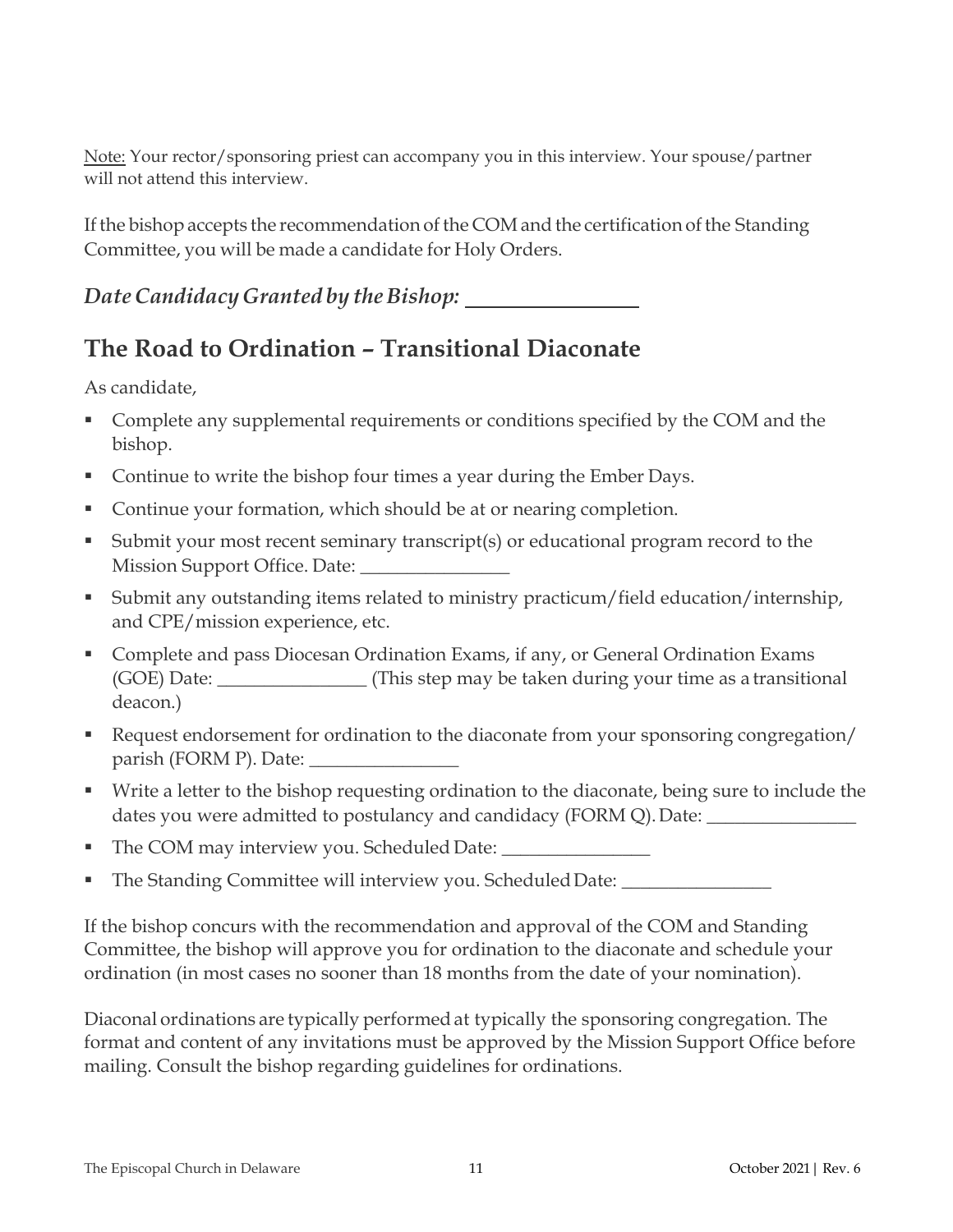Note: Your rector/sponsoring priest can accompany you in this interview. Your spouse/partner will not attend this interview.

If the bishop accepts the recommendation of the COM and the certification of the Standing Committee, you will be made a candidate for Holy Orders.

***Date Candidacy Granted by the Bishop:*** ________________

## The Road to Ordination – Transitional Diaconate

As candidate,

- Complete any supplemental requirements or conditions specified by the COM and the bishop.
- Continue to write the bishop four times a year during the Ember Days.
- Continue your formation, which should be at or nearing completion.
- Submit your most recent seminary transcript(s) or educational program record to the Mission Support Office. Date: ________________
- Submit any outstanding items related to ministry practicum/field education/internship, and CPE/mission experience, etc.
- Complete and pass Diocesan Ordination Exams, if any, or General Ordination Exams (GOE) Date: ________________ (This step may be taken during your time as a transitional deacon.)
- Request endorsement for ordination to the diaconate from your sponsoring congregation/ parish (FORM P). Date: ________________
- Write a letter to the bishop requesting ordination to the diaconate, being sure to include the dates you were admitted to postulancy and candidacy (FORM Q). Date: ________________
- The COM may interview you. Scheduled Date: ________________
- The Standing Committee will interview you. Scheduled Date: ________________

If the bishop concurs with the recommendation and approval of the COM and Standing Committee, the bishop will approve you for ordination to the diaconate and schedule your ordination (in most cases no sooner than 18 months from the date of your nomination).

Diaconal ordinations are typically performed at typically the sponsoring congregation. The format and content of any invitations must be approved by the Mission Support Office before mailing. Consult the bishop regarding guidelines for ordinations.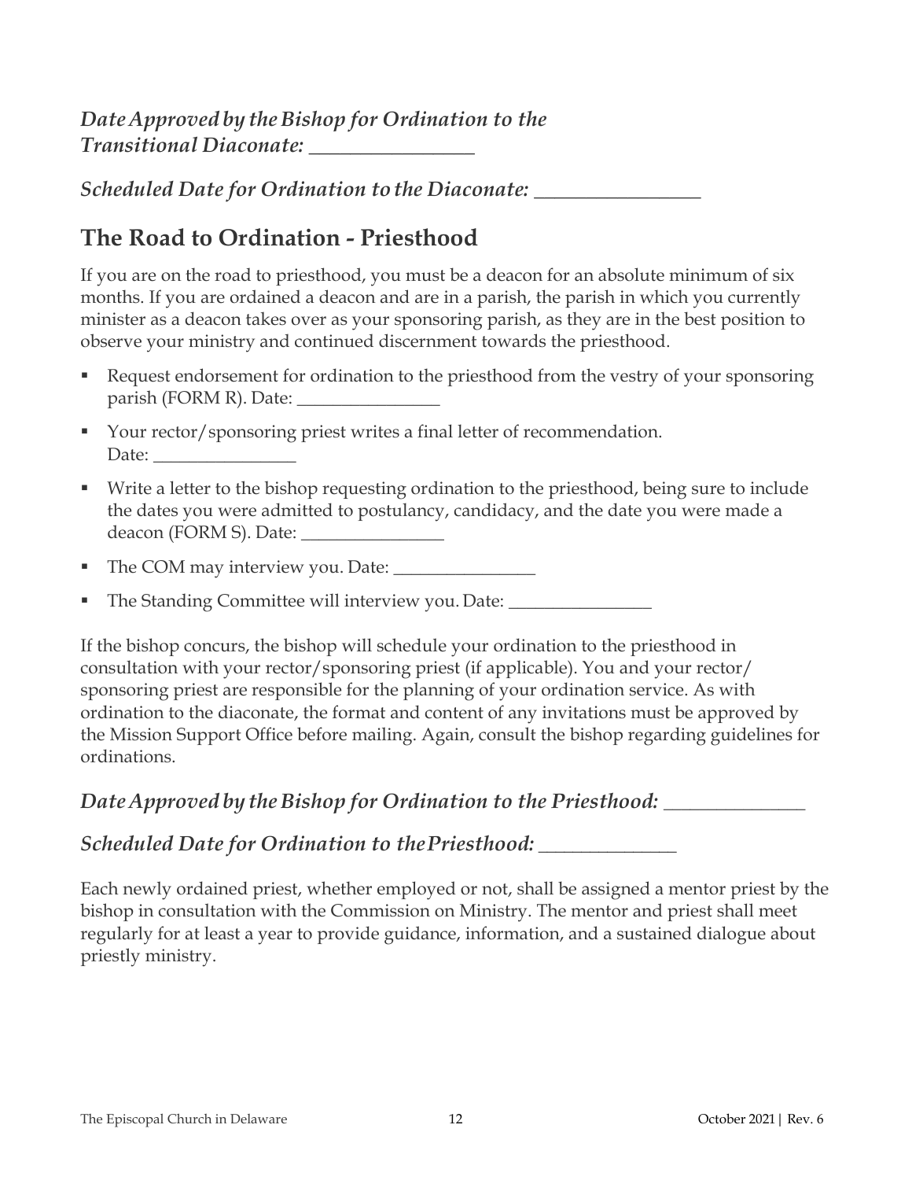*Date Approved by the Bishop for Ordination to the Transitional Diaconate: ________________*

*Scheduled Date for Ordination to the Diaconate: ________________*

## The Road to Ordination - Priesthood

If you are on the road to priesthood, you must be a deacon for an absolute minimum of six months. If you are ordained a deacon and are in a parish, the parish in which you currently minister as a deacon takes over as your sponsoring parish, as they are in the best position to observe your ministry and continued discernment towards the priesthood.

- Request endorsement for ordination to the priesthood from the vestry of your sponsoring parish (FORM R). Date: ________________
- Your rector/sponsoring priest writes a final letter of recommendation. Date: ________________
- Write a letter to the bishop requesting ordination to the priesthood, being sure to include the dates you were admitted to postulancy, candidacy, and the date you were made a deacon (FORM S). Date: ________________
- The COM may interview you. Date: ________________
- The Standing Committee will interview you. Date: ________________

If the bishop concurs, the bishop will schedule your ordination to the priesthood in consultation with your rector/sponsoring priest (if applicable). You and your rector/ sponsoring priest are responsible for the planning of your ordination service. As with ordination to the diaconate, the format and content of any invitations must be approved by the Mission Support Office before mailing. Again, consult the bishop regarding guidelines for ordinations.

### *Date Approved by the Bishop for Ordination to the Priesthood: ______________*

### *Scheduled Date for Ordination to the Priesthood: ______________*

Each newly ordained priest, whether employed or not, shall be assigned a mentor priest by the bishop in consultation with the Commission on Ministry. The mentor and priest shall meet regularly for at least a year to provide guidance, information, and a sustained dialogue about priestly ministry.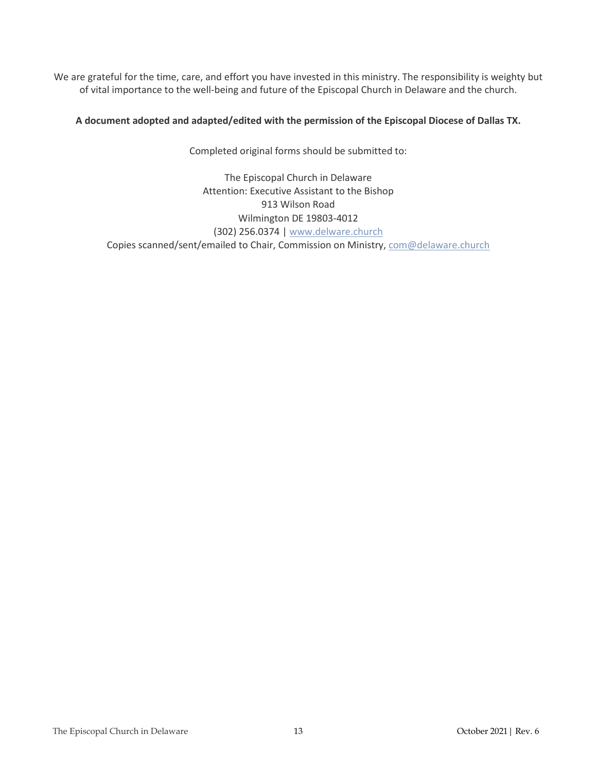We are grateful for the time, care, and effort you have invested in this ministry. The responsibility is weighty but of vital importance to the well-being and future of the Episcopal Church in Delaware and the church.

**A document adopted and adapted/edited with the permission of the Episcopal Diocese of Dallas TX.**

Completed original forms should be submitted to:

The Episcopal Church in Delaware
Attention: Executive Assistant to the Bishop
913 Wilson Road
Wilmington DE 19803-4012
(302) 256.0374 | www.delware.church
Copies scanned/sent/emailed to Chair, Commission on Ministry, com@delaware.church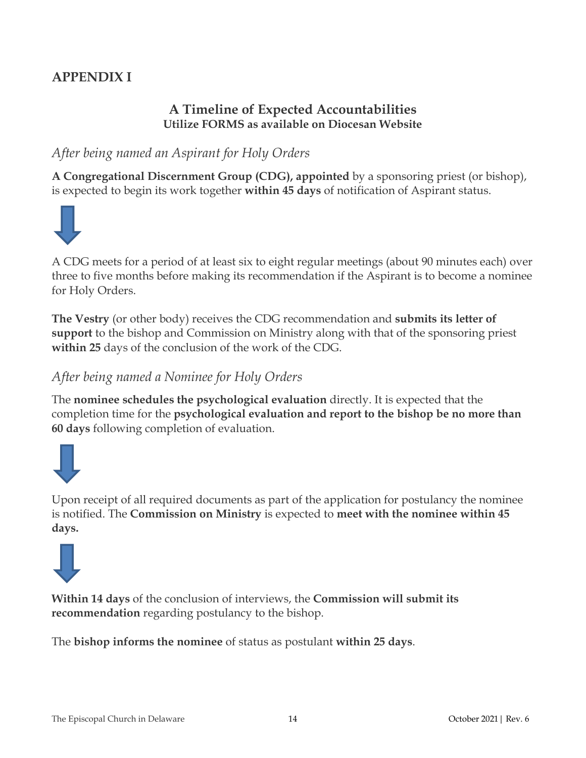## APPENDIX I

### A Timeline of Expected Accountabilities

**Utilize FORMS as available on Diocesan Website**

*After being named an Aspirant for Holy Orders*

**A Congregational Discernment Group (CDG), appointed** by a sponsoring priest (or bishop), is expected to begin its work together **within 45 days** of notification of Aspirant status.

A CDG meets for a period of at least six to eight regular meetings (about 90 minutes each) over three to five months before making its recommendation if the Aspirant is to become a nominee for Holy Orders.

**The Vestry** (or other body) receives the CDG recommendation and **submits its letter of support** to the bishop and Commission on Ministry along with that of the sponsoring priest **within 25** days of the conclusion of the work of the CDG.

*After being named a Nominee for Holy Orders*

The **nominee schedules the psychological evaluation** directly. It is expected that the completion time for the **psychological evaluation and report to the bishop be no more than 60 days** following completion of evaluation.

Upon receipt of all required documents as part of the application for postulancy the nominee is notified. The **Commission on Ministry** is expected to **meet with the nominee within 45 days.**

**Within 14 days** of the conclusion of interviews, the **Commission will submit its recommendation** regarding postulancy to the bishop.

The **bishop informs the nominee** of status as postulant **within 25 days**.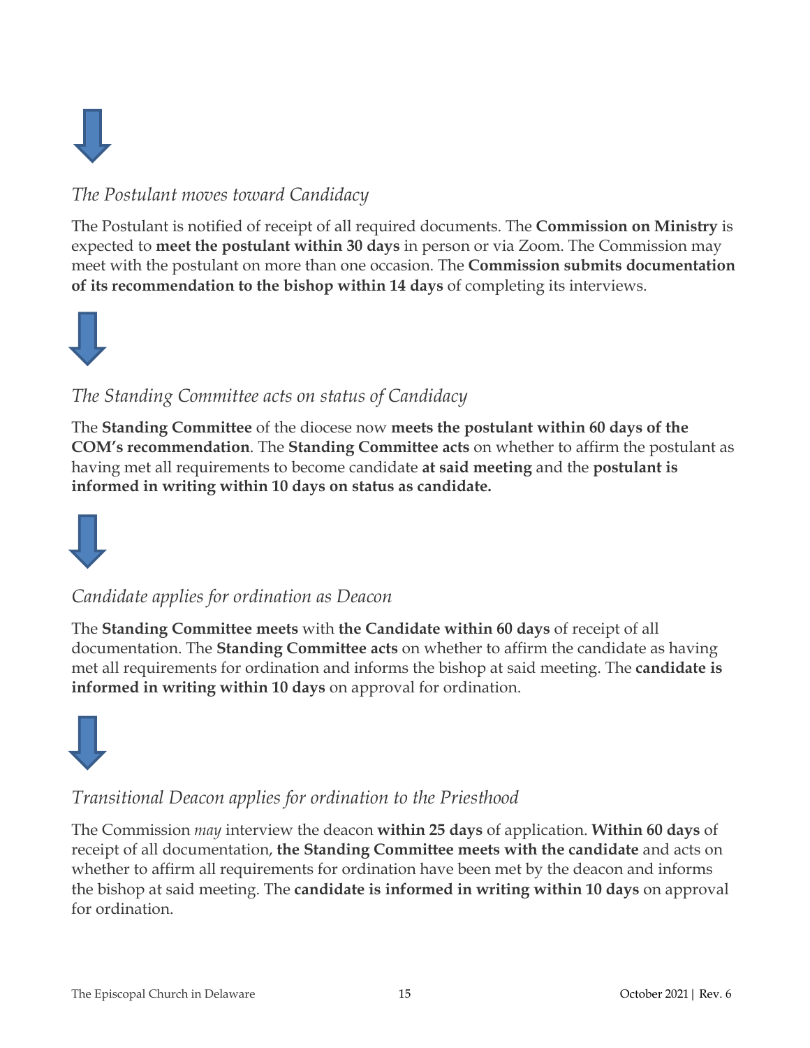*The Postulant moves toward Candidacy*

The Postulant is notified of receipt of all required documents. The **Commission on Ministry** is expected to **meet the postulant within 30 days** in person or via Zoom. The Commission may meet with the postulant on more than one occasion. The **Commission submits documentation of its recommendation to the bishop within 14 days** of completing its interviews.

*The Standing Committee acts on status of Candidacy*

The **Standing Committee** of the diocese now **meets the postulant within 60 days of the COM's recommendation**. The **Standing Committee acts** on whether to affirm the postulant as having met all requirements to become candidate **at said meeting** and the **postulant is informed in writing within 10 days on status as candidate.**

*Candidate applies for ordination as Deacon*

The **Standing Committee meets** with **the Candidate within 60 days** of receipt of all documentation. The **Standing Committee acts** on whether to affirm the candidate as having met all requirements for ordination and informs the bishop at said meeting. The **candidate is informed in writing within 10 days** on approval for ordination.

*Transitional Deacon applies for ordination to the Priesthood*

The Commission *may* interview the deacon **within 25 days** of application. **Within 60 days** of receipt of all documentation, **the Standing Committee meets with the candidate** and acts on whether to affirm all requirements for ordination have been met by the deacon and informs the bishop at said meeting. The **candidate is informed in writing within 10 days** on approval for ordination.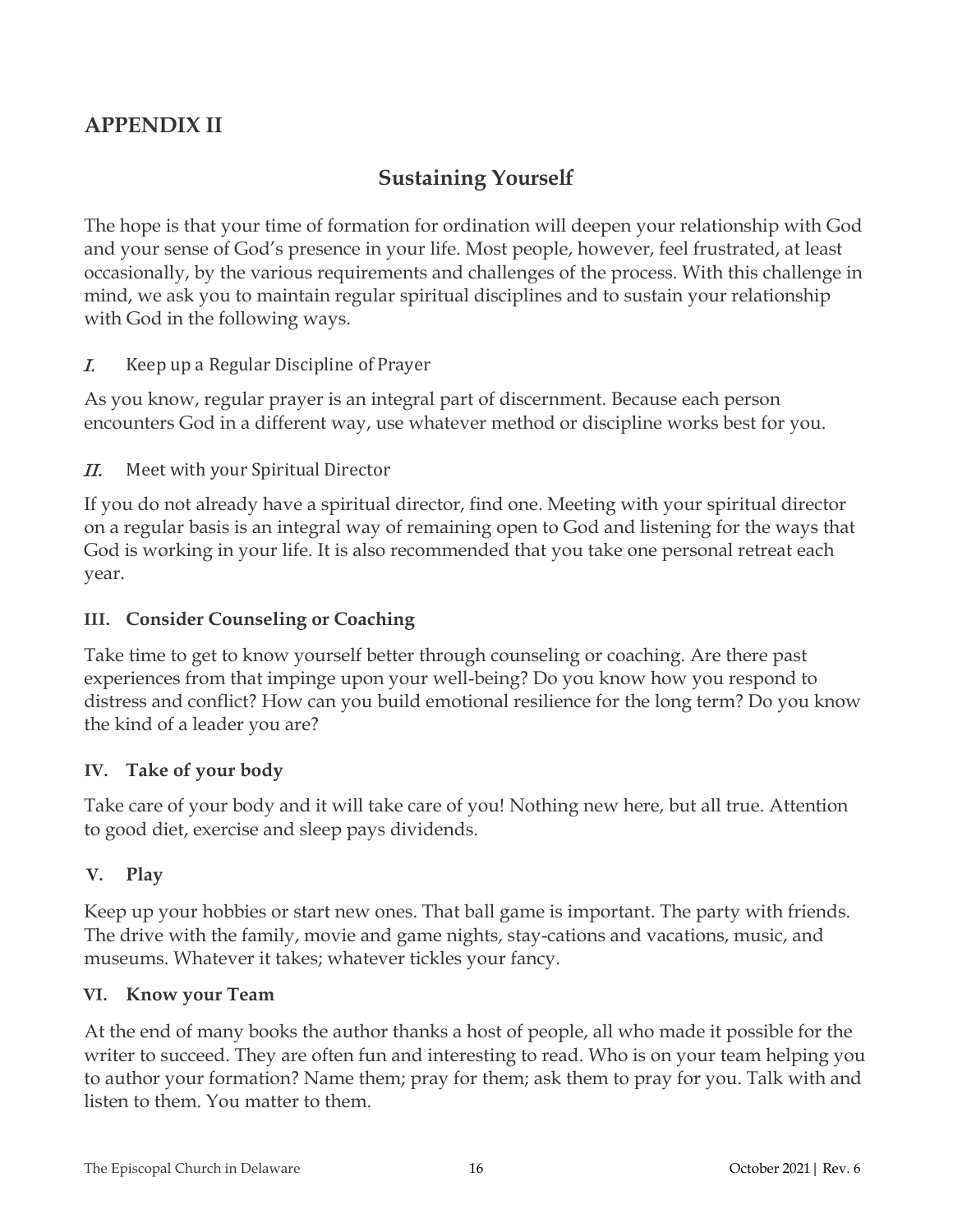# APPENDIX II

## Sustaining Yourself

The hope is that your time of formation for ordination will deepen your relationship with God and your sense of God's presence in your life. Most people, however, feel frustrated, at least occasionally, by the various requirements and challenges of the process. With this challenge in mind, we ask you to maintain regular spiritual disciplines and to sustain your relationship with God in the following ways.

### *I.* Keep up a Regular Discipline of Prayer

As you know, regular prayer is an integral part of discernment. Because each person encounters God in a different way, use whatever method or discipline works best for you.

### *II.* Meet with your Spiritual Director

If you do not already have a spiritual director, find one. Meeting with your spiritual director on a regular basis is an integral way of remaining open to God and listening for the ways that God is working in your life. It is also recommended that you take one personal retreat each year.

### III. Consider Counseling or Coaching

Take time to get to know yourself better through counseling or coaching. Are there past experiences from that impinge upon your well-being? Do you know how you respond to distress and conflict? How can you build emotional resilience for the long term? Do you know the kind of a leader you are?

### IV. Take of your body

Take care of your body and it will take care of you! Nothing new here, but all true. Attention to good diet, exercise and sleep pays dividends.

### V. Play

Keep up your hobbies or start new ones. That ball game is important. The party with friends. The drive with the family, movie and game nights, stay-cations and vacations, music, and museums. Whatever it takes; whatever tickles your fancy.

### VI. Know your Team

At the end of many books the author thanks a host of people, all who made it possible for the writer to succeed. They are often fun and interesting to read. Who is on your team helping you to author your formation? Name them; pray for them; ask them to pray for you. Talk with and listen to them. You matter to them.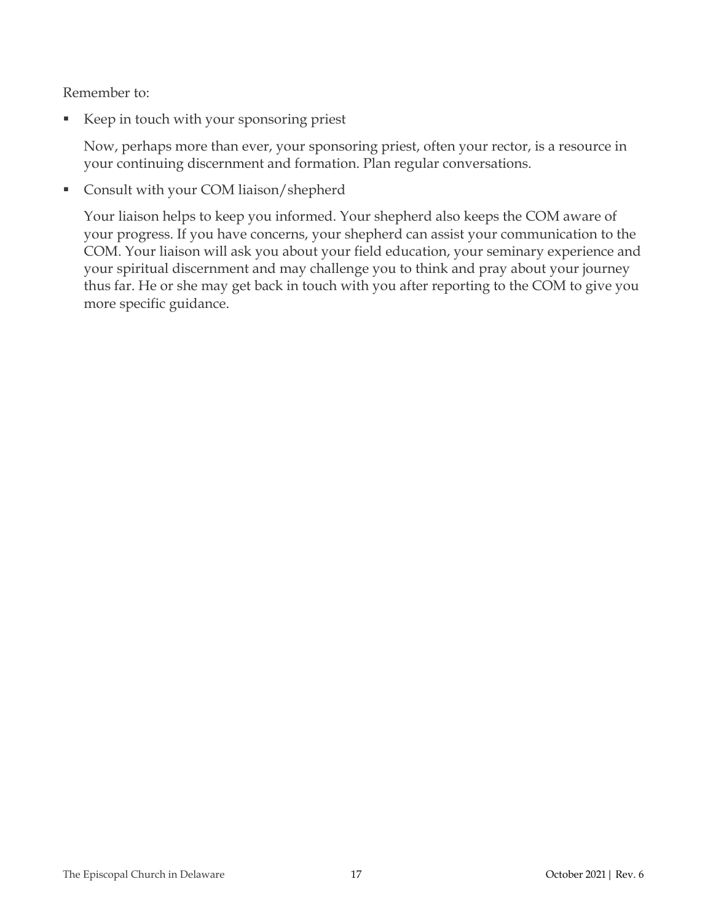Remember to:

- Keep in touch with your sponsoring priest

  Now, perhaps more than ever, your sponsoring priest, often your rector, is a resource in your continuing discernment and formation. Plan regular conversations.

- Consult with your COM liaison/shepherd

  Your liaison helps to keep you informed. Your shepherd also keeps the COM aware of your progress. If you have concerns, your shepherd can assist your communication to the COM. Your liaison will ask you about your field education, your seminary experience and your spiritual discernment and may challenge you to think and pray about your journey thus far. He or she may get back in touch with you after reporting to the COM to give you more specific guidance.